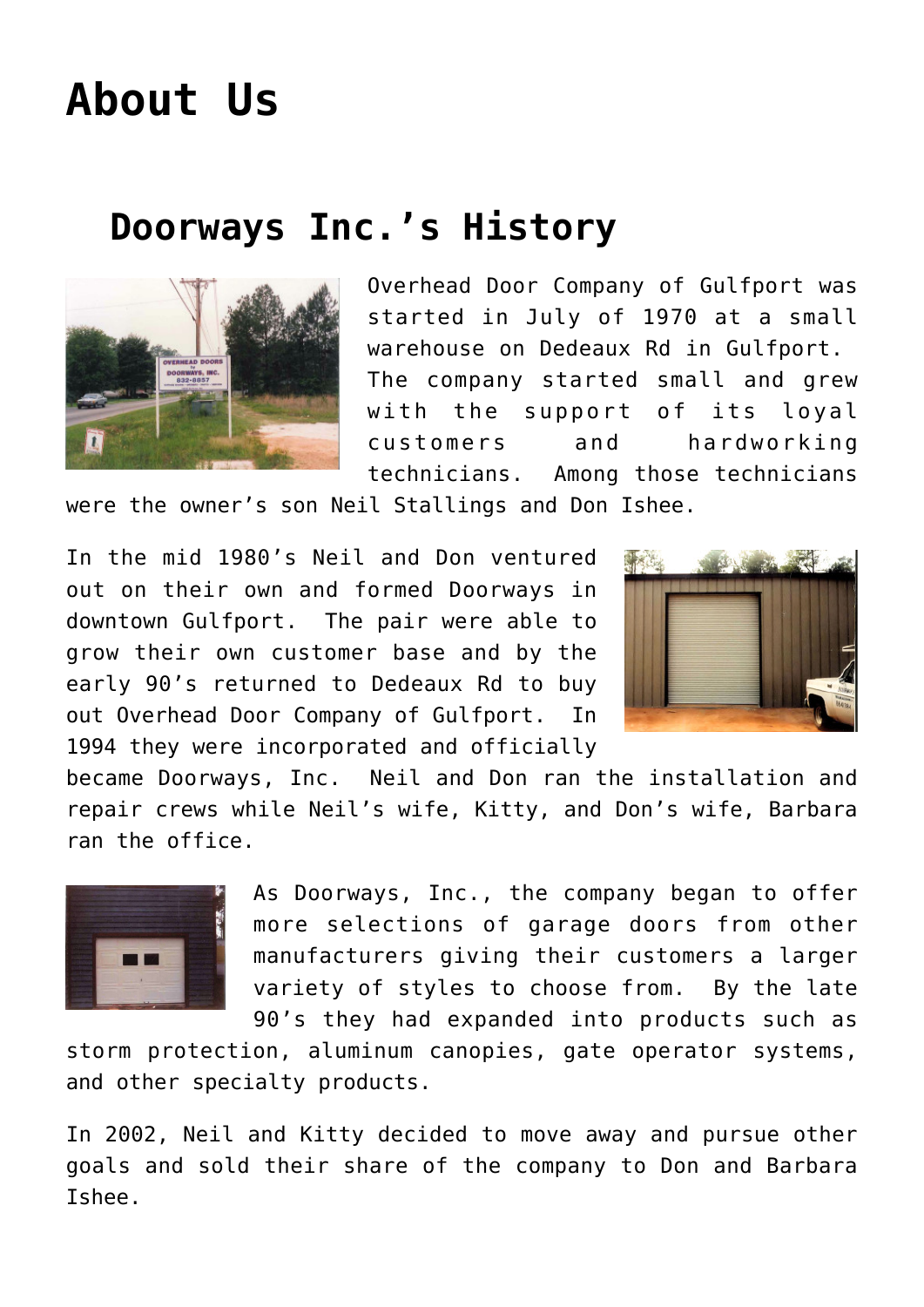# About Us

## Doorways Inc.'s History

Overhead Door Company of Gulfport was started in July of 1970 at a small warehouse on Dedeaux Rd in Gulfport. The company started small and grew with the support of its loyal customers and hardworking technicians. Among those technicians were the owner's son Neil Stallings and Don Ishee.

In the mid 1980's Neil and Don ventured out on their own and formed Doorways in downtown Gulfport. The pair were able to grow their own customer base and by the early 90's returned to Dedeaux Rd to buy out Overhead Door Company of Gulfport. In 1994 they were incorporated and officially became Doorways, Inc. Neil and Don ran the installation and repair crews while Neil's wife, Kitty, and Don's wife, Barbara ran the office.

As Doorways, Inc., the company began to offer more selections of garage doors from other manufacturers giving their customers a larger variety of styles to choose from. By the late 90's they had expanded into products such as storm protection, aluminum canopies, gate operator systems, and other specialty products.

In 2002, Neil and Kitty decided to move away and pursue other goals and sold their share of the company to Don and Barbara Ishee.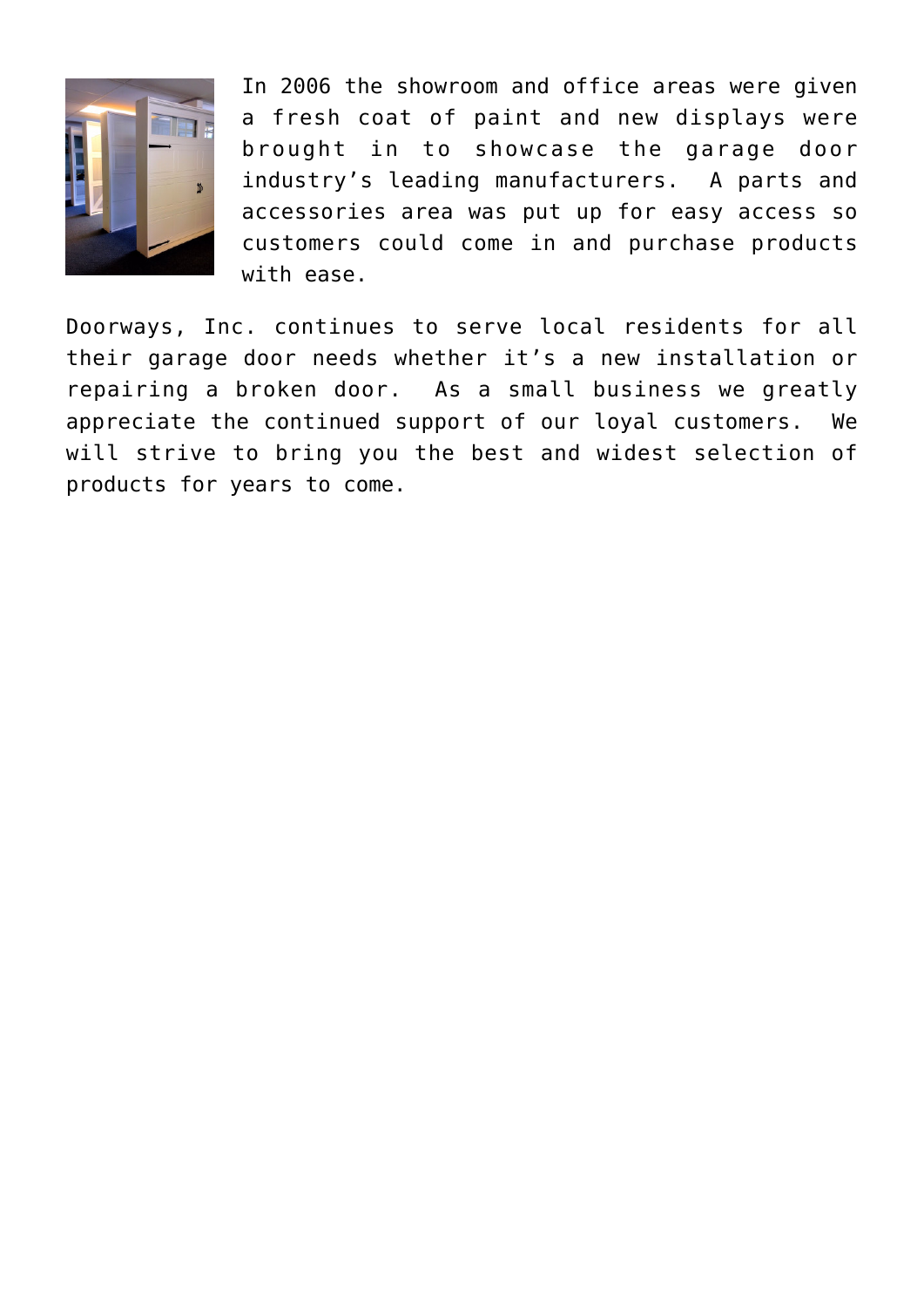In 2006 the showroom and office areas were given a fresh coat of paint and new displays were brought in to showcase the garage door industry's leading manufacturers.  A parts and accessories area was put up for easy access so customers could come in and purchase products with ease.

Doorways, Inc. continues to serve local residents for all their garage door needs whether it's a new installation or repairing a broken door.  As a small business we greatly appreciate the continued support of our loyal customers.  We will strive to bring you the best and widest selection of products for years to come.